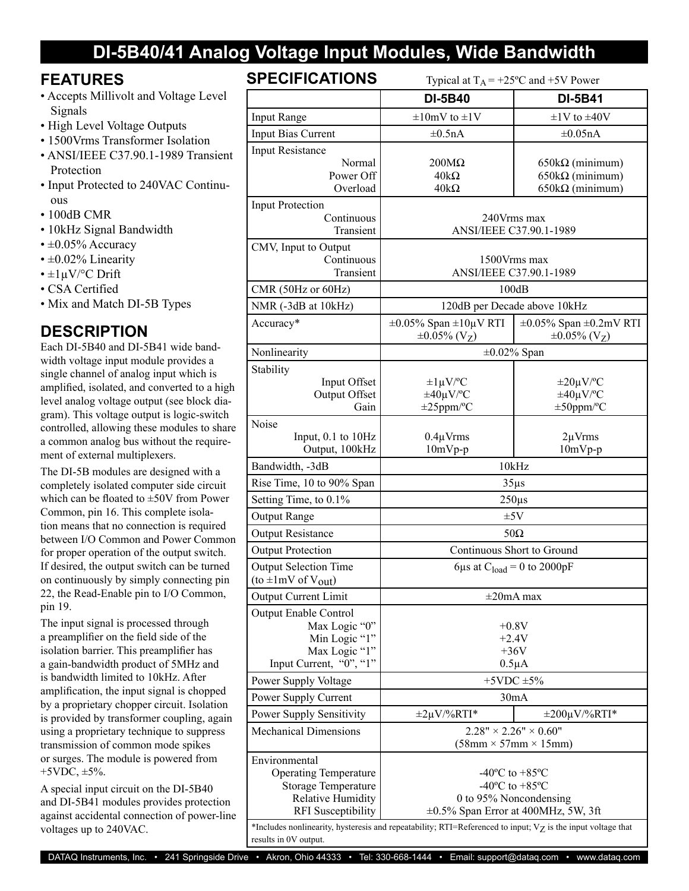# DI-5B40/41 Analog Voltage Input Modules, Wide Bandwidth

## FEATURES

- Accepts Millivolt and Voltage Level Signals
- High Level Voltage Outputs
- 1500Vrms Transformer Isolation
- ANSI/IEEE C37.90.1-1989 Transient Protection
- Input Protected to 240VAC Continuous
- 100dB CMR
- 10kHz Signal Bandwidth
- ±0.05% Accuracy
- ±0.02% Linearity
- ±1μV/°C Drift
- CSA Certified
- Mix and Match DI-5B Types

## DESCRIPTION

Each DI-5B40 and DI-5B41 wide bandwidth voltage input module provides a single channel of analog input which is amplified, isolated, and converted to a high level analog voltage output (see block diagram). This voltage output is logic-switch controlled, allowing these modules to share a common analog bus without the requirement of external multiplexers.

The DI-5B modules are designed with a completely isolated computer side circuit which can be floated to ±50V from Power Common, pin 16. This complete isolation means that no connection is required between I/O Common and Power Common for proper operation of the output switch. If desired, the output switch can be turned on continuously by simply connecting pin 22, the Read-Enable pin to I/O Common, pin 19.

The input signal is processed through a preamplifier on the field side of the isolation barrier. This preamplifier has a gain-bandwidth product of 5MHz and is bandwidth limited to 10kHz. After amplification, the input signal is chopped by a proprietary chopper circuit. Isolation is provided by transformer coupling, again using a proprietary technique to suppress transmission of common mode spikes or surges. The module is powered from +5VDC, ±5%.

A special input circuit on the DI-5B40 and DI-5B41 modules provides protection against accidental connection of power-line voltages up to 240VAC.

## SPECIFICATIONS

Typical at $T_A$ = +25ºC and +5V Power

| | DI-5B40 | DI-5B41 |
|---|---|---|
| Input Range | ±10mV to ±1V | ±1V to ±40V |
| Input Bias Current | ±0.5nA | ±0.05nA |
| Input Resistance | | |
| Normal | 200MΩ | 650kΩ (minimum) |
| Power Off | 40kΩ | 650kΩ (minimum) |
| Overload | 40kΩ | 650kΩ (minimum) |
| Input Protection | | |
| Continuous | 240Vrms max | |
| Transient | ANSI/IEEE C37.90.1-1989 | |
| CMV, Input to Output | | |
| Continuous | 1500Vrms max | |
| Transient | ANSI/IEEE C37.90.1-1989 | |
| CMR (50Hz or 60Hz) | 100dB | |
| NMR (-3dB at 10kHz) | 120dB per Decade above 10kHz | |
| Accuracy* | ±0.05% Span ±10μV RTI ±0.05% ($V_Z$) | ±0.05% Span ±0.2mV RTI ±0.05% ($V_Z$) |
| Nonlinearity | ±0.02% Span | |
| Stability | | |
| Input Offset | ±1μV/ºC | ±20μV/ºC |
| Output Offset | ±40μV/ºC | ±40μV/ºC |
| Gain | ±25ppm/ºC | ±50ppm/ºC |
| Noise | | |
| Input, 0.1 to 10Hz | 0.4μVrms | 2μVrms |
| Output, 100kHz | 10mVp-p | 10mVp-p |
| Bandwidth, -3dB | 10kHz | |
| Rise Time, 10 to 90% Span | 35μs | |
| Setting Time, to 0.1% | 250μs | |
| Output Range | ±5V | |
| Output Resistance | 50Ω | |
| Output Protection | Continuous Short to Ground | |
| Output Selection Time (to ±1mV of $V_{out}$) | 6μs at $C_{load}$ = 0 to 2000pF | |
| Output Current Limit | ±20mA max | |
| Output Enable Control | | |
| Max Logic "0" | +0.8V | |
| Min Logic "1" | +2.4V | |
| Max Logic "1" | +36V | |
| Input Current, "0", "1" | 0.5μA | |
| Power Supply Voltage | +5VDC ±5% | |
| Power Supply Current | 30mA | |
| Power Supply Sensitivity | ±2μV/%RTI* | ±200μV/%RTI* |
| Mechanical Dimensions | 2.28" × 2.26" × 0.60" (58mm × 57mm × 15mm) | |
| Environmental | | |
| Operating Temperature | -40ºC to +85ºC | |
| Storage Temperature | -40ºC to +85ºC | |
| Relative Humidity | 0 to 95% Noncondensing | |
| RFI Susceptibility | ±0.5% Span Error at 400MHz, 5W, 3ft | |

*Includes nonlinearity, hysteresis and repeatability; RTI=Referenced to input; $V_Z$ is the input voltage that results in 0V output.

DATAQ Instruments, Inc. • 241 Springside Drive • Akron, Ohio 44333 • Tel: 330-668-1444 • Email: support@dataq.com • www.dataq.com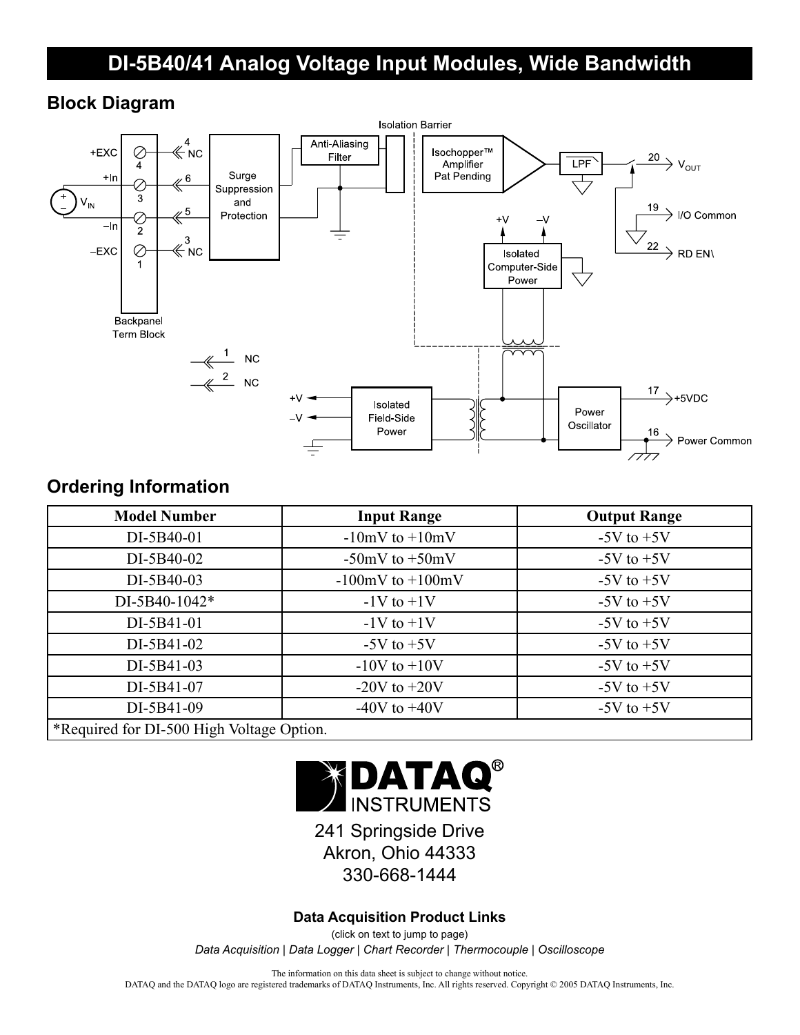# DI-5B40/41 Analog Voltage Input Modules, Wide Bandwidth

## Block Diagram

Isolation Barrier

+EXC
+In
$V_{IN}$
–In
–EXC

4 NC
6
5
3 NC

4
3
2
1

Backpanel
Term Block

Surge Suppression and Protection

Anti-Aliasing Filter

Isochopper™ Amplifier Pat Pending

LPF

20 $V_{OUT}$

19 I/O Common

22 RD EN\

+V –V

Isolated Computer-Side Power

1 NC
2 NC

+V
–V

Isolated Field-Side Power

Power Oscillator

17 +5VDC

16 Power Common

## Ordering Information

| Model Number | Input Range | Output Range |
|---|---|---|
| DI-5B40-01 | -10mV to +10mV | -5V to +5V |
| DI-5B40-02 | -50mV to +50mV | -5V to +5V |
| DI-5B40-03 | -100mV to +100mV | -5V to +5V |
| DI-5B40-1042* | -1V to +1V | -5V to +5V |
| DI-5B41-01 | -1V to +1V | -5V to +5V |
| DI-5B41-02 | -5V to +5V | -5V to +5V |
| DI-5B41-03 | -10V to +10V | -5V to +5V |
| DI-5B41-07 | -20V to +20V | -5V to +5V |
| DI-5B41-09 | -40V to +40V | -5V to +5V |
| *Required for DI-500 High Voltage Option. | | |

DATAQ® INSTRUMENTS

241 Springside Drive
Akron, Ohio 44333
330-668-1444

**Data Acquisition Product Links**

(click on text to jump to page)

*Data Acquisition | Data Logger | Chart Recorder | Thermocouple | Oscilloscope*

The information on this data sheet is subject to change without notice.
DATAQ and the DATAQ logo are registered trademarks of DATAQ Instruments, Inc. All rights reserved. Copyright © 2005 DATAQ Instruments, Inc.